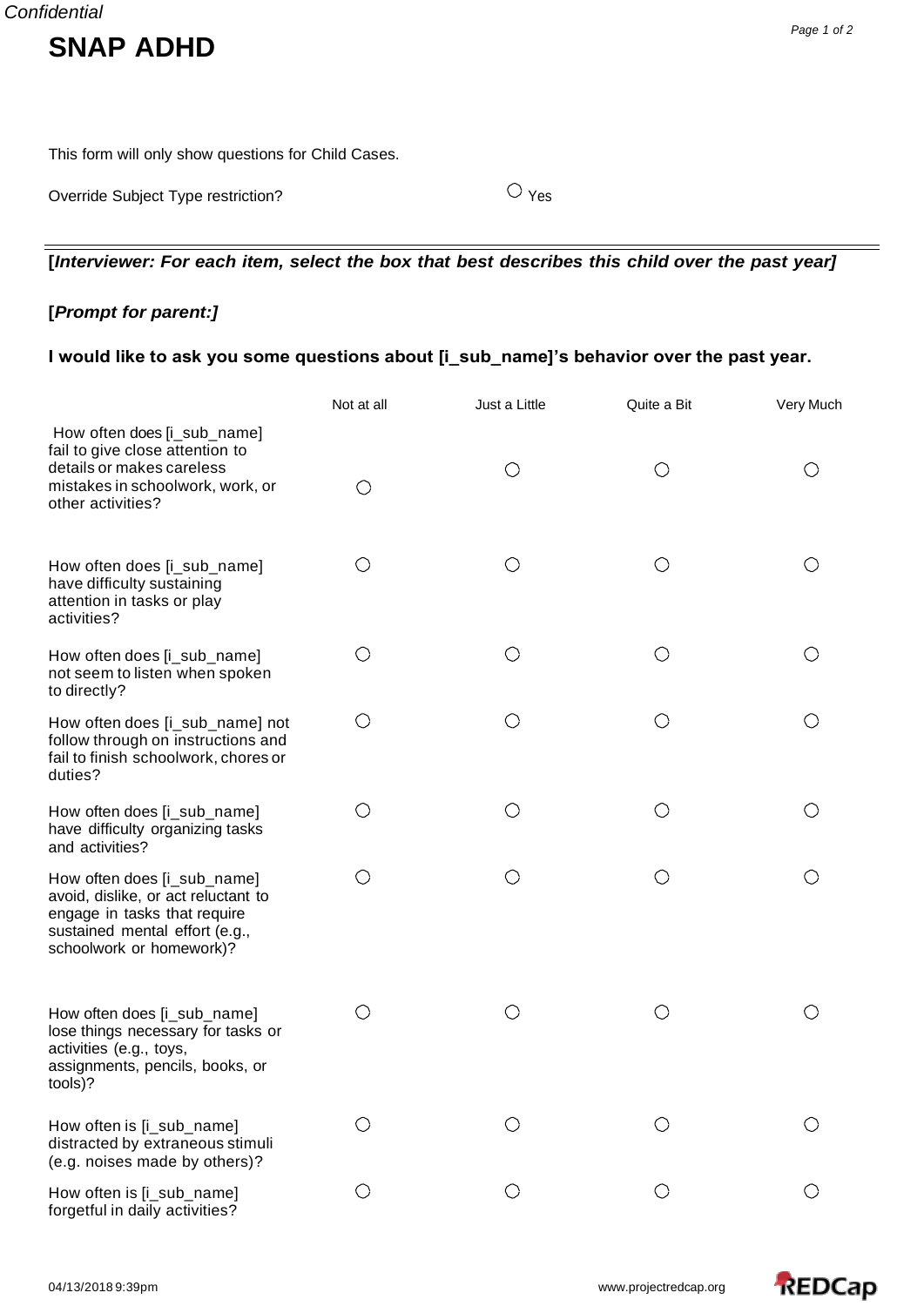# SNAP ADHD

This form will only show questions for Child Cases.

Override Subject Type restriction? ○ Yes

---

**[*Interviewer: For each item, select the box that best describes this child over the past year]***

**[*Prompt for parent:]***

**I would like to ask you some questions about [i_sub_name]'s behavior over the past year.**

| | Not at all | Just a Little | Quite a Bit | Very Much |
|---|---|---|---|---|
| How often does [i_sub_name] fail to give close attention to details or makes careless mistakes in schoolwork, work, or other activities? | ○ | ○ | ○ | ○ |
| How often does [i_sub_name] have difficulty sustaining attention in tasks or play activities? | ○ | ○ | ○ | ○ |
| How often does [i_sub_name] not seem to listen when spoken to directly? | ○ | ○ | ○ | ○ |
| How often does [i_sub_name] not follow through on instructions and fail to finish schoolwork, chores or duties? | ○ | ○ | ○ | ○ |
| How often does [i_sub_name] have difficulty organizing tasks and activities? | ○ | ○ | ○ | ○ |
| How often does [i_sub_name] avoid, dislike, or act reluctant to engage in tasks that require sustained mental effort (e.g., schoolwork or homework)? | ○ | ○ | ○ | ○ |
| How often does [i_sub_name] lose things necessary for tasks or activities (e.g., toys, assignments, pencils, books, or tools)? | ○ | ○ | ○ | ○ |
| How often is [i_sub_name] distracted by extraneous stimuli (e.g. noises made by others)? | ○ | ○ | ○ | ○ |
| How often is [i_sub_name] forgetful in daily activities? | ○ | ○ | ○ | ○ |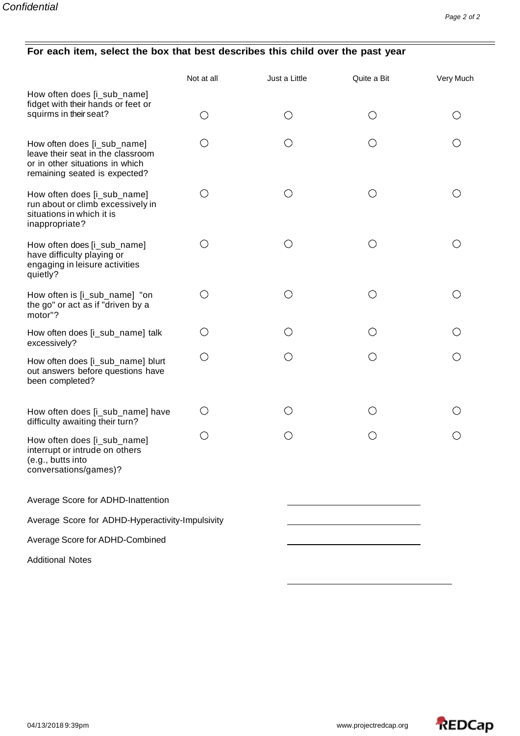## For each item, select the box that best describes this child over the past year

| | Not at all | Just a Little | Quite a Bit | Very Much |
|---|---|---|---|---|
| How often does [i_sub_name] fidget with their hands or feet or squirms in their seat? | ◯ | ◯ | ◯ | ◯ |
| How often does [i_sub_name] leave their seat in the classroom or in other situations in which remaining seated is expected? | ◯ | ◯ | ◯ | ◯ |
| How often does [i_sub_name] run about or climb excessively in situations in which it is inappropriate? | ◯ | ◯ | ◯ | ◯ |
| How often does [i_sub_name] have difficulty playing or engaging in leisure activities quietly? | ◯ | ◯ | ◯ | ◯ |
| How often is [i_sub_name] "on the go" or act as if "driven by a motor"? | ◯ | ◯ | ◯ | ◯ |
| How often does [i_sub_name] talk excessively? | ◯ | ◯ | ◯ | ◯ |
| How often does [i_sub_name] blurt out answers before questions have been completed? | ◯ | ◯ | ◯ | ◯ |
| How often does [i_sub_name] have difficulty awaiting their turn? | ◯ | ◯ | ◯ | ◯ |
| How often does [i_sub_name] interrupt or intrude on others (e.g., butts into conversations/games)? | ◯ | ◯ | ◯ | ◯ |

Average Score for ADHD-Inattention \_\_\_\_\_\_\_\_\_\_\_\_\_\_\_\_\_\_\_\_

Average Score for ADHD-Hyperactivity-Impulsivity \_\_\_\_\_\_\_\_\_\_\_\_\_\_\_\_\_\_\_\_

Average Score for ADHD-Combined \_\_\_\_\_\_\_\_\_\_\_\_\_\_\_\_\_\_\_\_

Additional Notes

\_\_\_\_\_\_\_\_\_\_\_\_\_\_\_\_\_\_\_\_\_\_\_\_\_\_\_\_\_\_